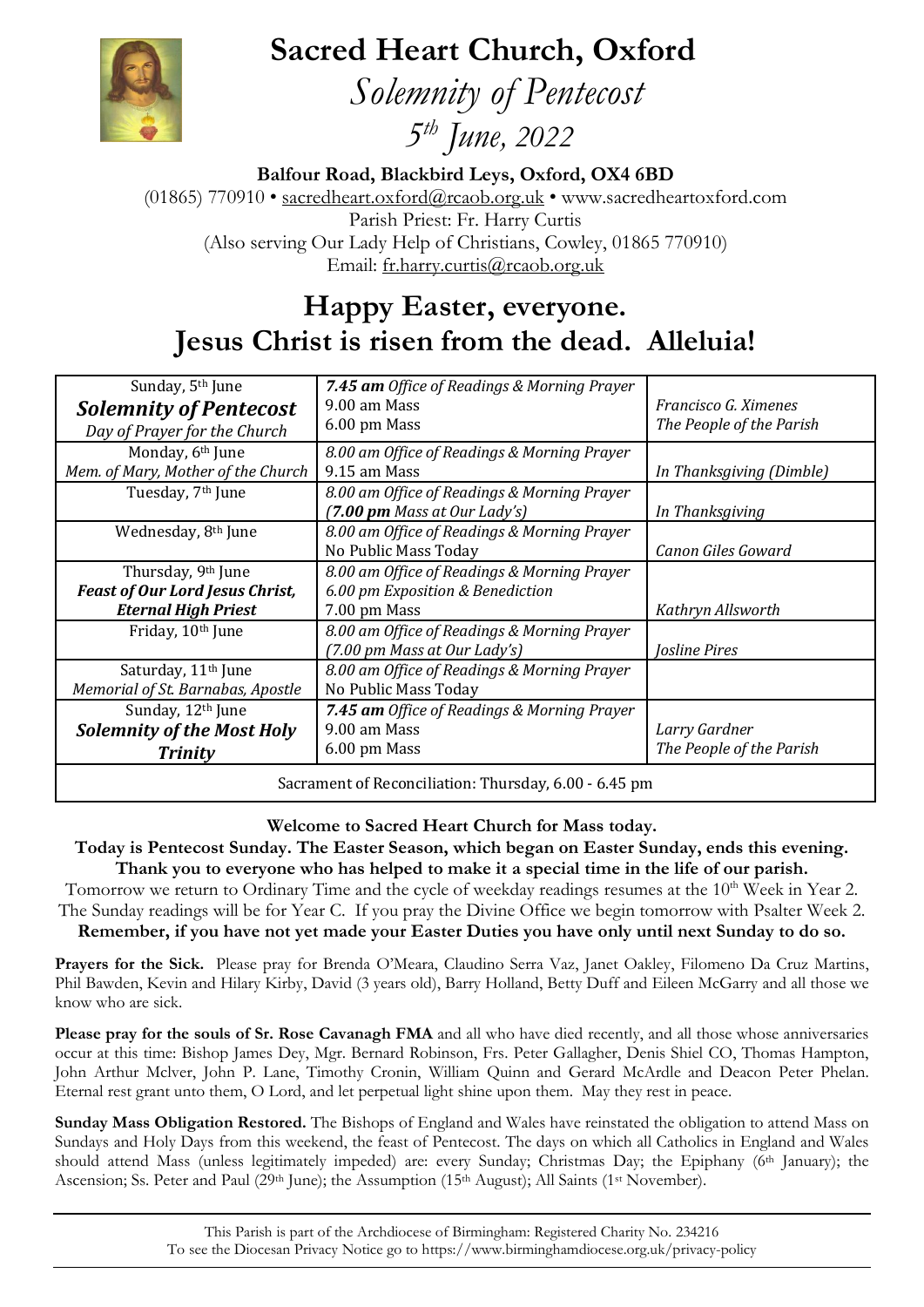# Sacred Heart Church, Oxford

## *Solemnity of Pentecost*

## *5th June, 2022*

**Balfour Road, Blackbird Leys, Oxford, OX4 6BD**

(01865) 770910 • sacredheart.oxford@rcaob.org.uk • www.sacredheartoxford.com

Parish Priest: Fr. Harry Curtis

(Also serving Our Lady Help of Christians, Cowley, 01865 770910)

Email: fr.harry.curtis@rcaob.org.uk

## Happy Easter, everyone. Jesus Christ is risen from the dead. Alleluia!

| Day | Services | Intentions |
|---|---|---|
| Sunday, 5th June<br>***Solemnity of Pentecost***<br>*Day of Prayer for the Church* | ***7.45 am** Office of Readings & Morning Prayer*<br>9.00 am Mass<br>6.00 pm Mass | <br>*Francisco G. Ximenes*<br>*The People of the Parish* |
| Monday, 6th June<br>*Mem. of Mary, Mother of the Church* | *8.00 am Office of Readings & Morning Prayer*<br>9.15 am Mass | <br>*In Thanksgiving (Dimble)* |
| Tuesday, 7th June | *8.00 am Office of Readings & Morning Prayer*<br>*(**7.00 pm** Mass at Our Lady's)* | <br>*In Thanksgiving* |
| Wednesday, 8th June | *8.00 am Office of Readings & Morning Prayer*<br>No Public Mass Today | <br>*Canon Giles Goward* |
| Thursday, 9th June<br>***Feast of Our Lord Jesus Christ, Eternal High Priest*** | *8.00 am Office of Readings & Morning Prayer*<br>*6.00 pm Exposition & Benediction*<br>7.00 pm Mass | <br><br>*Kathryn Allsworth* |
| Friday, 10th June | *8.00 am Office of Readings & Morning Prayer*<br>*(7.00 pm Mass at Our Lady's)* | <br>*Josline Pires* |
| Saturday, 11th June<br>*Memorial of St. Barnabas, Apostle* | *8.00 am Office of Readings & Morning Prayer*<br>No Public Mass Today | |
| Sunday, 12th June<br>***Solemnity of the Most Holy Trinity*** | ***7.45 am** Office of Readings & Morning Prayer*<br>9.00 am Mass<br>6.00 pm Mass | <br>*Larry Gardner*<br>*The People of the Parish* |
| Sacrament of Reconciliation: Thursday, 6.00 - 6.45 pm | | |

**Welcome to Sacred Heart Church for Mass today.**

**Today is Pentecost Sunday. The Easter Season, which began on Easter Sunday, ends this evening. Thank you to everyone who has helped to make it a special time in the life of our parish.**

Tomorrow we return to Ordinary Time and the cycle of weekday readings resumes at the 10th Week in Year 2. The Sunday readings will be for Year C. If you pray the Divine Office we begin tomorrow with Psalter Week 2.

**Remember, if you have not yet made your Easter Duties you have only until next Sunday to do so.**

**Prayers for the Sick.** Please pray for Brenda O'Meara, Claudino Serra Vaz, Janet Oakley, Filomeno Da Cruz Martins, Phil Bawden, Kevin and Hilary Kirby, David (3 years old), Barry Holland, Betty Duff and Eileen McGarry and all those we know who are sick.

**Please pray for the souls of Sr. Rose Cavanagh FMA** and all who have died recently, and all those whose anniversaries occur at this time: Bishop James Dey, Mgr. Bernard Robinson, Frs. Peter Gallagher, Denis Shiel CO, Thomas Hampton, John Arthur McIver, John P. Lane, Timothy Cronin, William Quinn and Gerard McArdle and Deacon Peter Phelan. Eternal rest grant unto them, O Lord, and let perpetual light shine upon them. May they rest in peace.

**Sunday Mass Obligation Restored.** The Bishops of England and Wales have reinstated the obligation to attend Mass on Sundays and Holy Days from this weekend, the feast of Pentecost. The days on which all Catholics in England and Wales should attend Mass (unless legitimately impeded) are: every Sunday; Christmas Day; the Epiphany (6th January); the Ascension; Ss. Peter and Paul (29th June); the Assumption (15th August); All Saints (1st November).

---

This Parish is part of the Archdiocese of Birmingham: Registered Charity No. 234216
To see the Diocesan Privacy Notice go to https://www.birminghamdiocese.org.uk/privacy-policy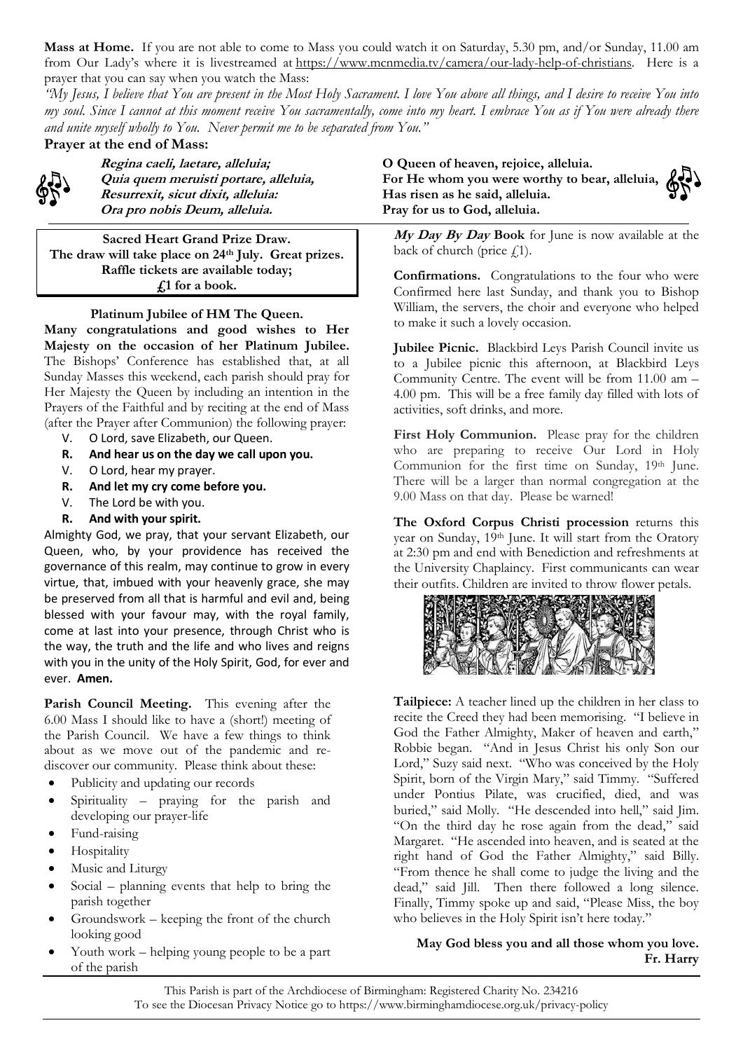**Mass at Home.** If you are not able to come to Mass you could watch it on Saturday, 5.30 pm, and/or Sunday, 11.00 am from Our Lady's where it is livestreamed at https://www.mcnmedia.tv/camera/our-lady-help-of-christians. Here is a prayer that you can say when you watch the Mass:

*"My Jesus, I believe that You are present in the Most Holy Sacrament. I love You above all things, and I desire to receive You into my soul. Since I cannot at this moment receive You sacramentally, come into my heart. I embrace You as if You were already there and unite myself wholly to You. Never permit me to be separated from You."*

**Prayer at the end of Mass:**

| | |
|---|---|
| ***Regina caeli, laetare, alleluia;*** | **O Queen of heaven, rejoice, alleluia.** |
| ***Quia quem meruisti portare, alleluia,*** | **For He whom you were worthy to bear, alleluia,** |
| ***Resurrexit, sicut dixit, alleluia:*** | **Has risen as he said, alleluia.** |
| ***Ora pro nobis Deum, alleluia.*** | **Pray for us to God, alleluia.** |

**Sacred Heart Grand Prize Draw.**
**The draw will take place on 24th July. Great prizes.**
**Raffle tickets are available today;**
**£1 for a book.**

**Platinum Jubilee of HM The Queen.**

**Many congratulations and good wishes to Her Majesty on the occasion of her Platinum Jubilee.** The Bishops' Conference has established that, at all Sunday Masses this weekend, each parish should pray for Her Majesty the Queen by including an intention in the Prayers of the Faithful and by reciting at the end of Mass (after the Prayer after Communion) the following prayer:

V. O Lord, save Elizabeth, our Queen.
**R. And hear us on the day we call upon you.**
V. O Lord, hear my prayer.
**R. And let my cry come before you.**
V. The Lord be with you.
**R. And with your spirit.**

Almighty God, we pray, that your servant Elizabeth, our Queen, who, by your providence has received the governance of this realm, may continue to grow in every virtue, that, imbued with your heavenly grace, she may be preserved from all that is harmful and evil and, being blessed with your favour may, with the royal family, come at last into your presence, through Christ who is the way, the truth and the life and who lives and reigns with you in the unity of the Holy Spirit, God, for ever and ever. **Amen.**

**Parish Council Meeting.** This evening after the 6.00 Mass I should like to have a (short!) meeting of the Parish Council. We have a few things to think about as we move out of the pandemic and re-discover our community. Please think about these:

- Publicity and updating our records
- Spirituality – praying for the parish and developing our prayer-life
- Fund-raising
- Hospitality
- Music and Liturgy
- Social – planning events that help to bring the parish together
- Groundswork – keeping the front of the church looking good
- Youth work – helping young people to be a part of the parish

***My Day By Day*** **Book** for June is now available at the back of church (price £1).

**Confirmations.** Congratulations to the four who were Confirmed here last Sunday, and thank you to Bishop William, the servers, the choir and everyone who helped to make it such a lovely occasion.

**Jubilee Picnic.** Blackbird Leys Parish Council invite us to a Jubilee picnic this afternoon, at Blackbird Leys Community Centre. The event will be from 11.00 am – 4.00 pm. This will be a free family day filled with lots of activities, soft drinks, and more.

**First Holy Communion.** Please pray for the children who are preparing to receive Our Lord in Holy Communion for the first time on Sunday, 19th June. There will be a larger than normal congregation at the 9.00 Mass on that day. Please be warned!

**The Oxford Corpus Christi procession** returns this year on Sunday, 19th June. It will start from the Oratory at 2:30 pm and end with Benediction and refreshments at the University Chaplaincy. First communicants can wear their outfits. Children are invited to throw flower petals.

**Tailpiece:** A teacher lined up the children in her class to recite the Creed they had been memorising. "I believe in God the Father Almighty, Maker of heaven and earth," Robbie began. "And in Jesus Christ his only Son our Lord," Suzy said next. "Who was conceived by the Holy Spirit, born of the Virgin Mary," said Timmy. "Suffered under Pontius Pilate, was crucified, died, and was buried," said Molly. "He descended into hell," said Jim. "On the third day he rose again from the dead," said Margaret. "He ascended into heaven, and is seated at the right hand of God the Father Almighty," said Billy. "From thence he shall come to judge the living and the dead," said Jill. Then there followed a long silence. Finally, Timmy spoke up and said, "Please Miss, the boy who believes in the Holy Spirit isn't here today."

**May God bless you and all those whom you love.**
**Fr. Harry**

This Parish is part of the Archdiocese of Birmingham: Registered Charity No. 234216
To see the Diocesan Privacy Notice go to https://www.birminghamdiocese.org.uk/privacy-policy